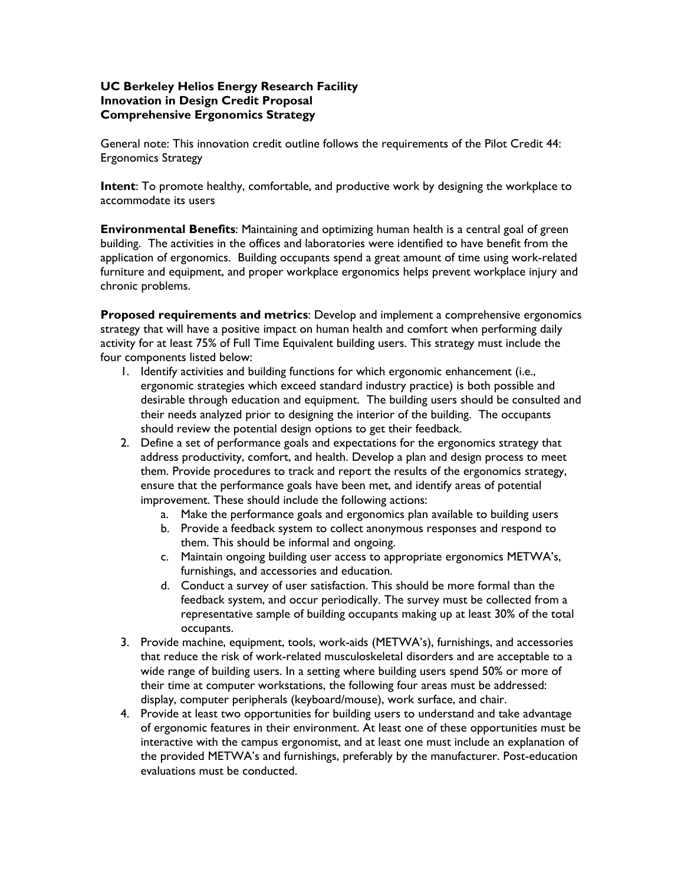**UC Berkeley Helios Energy Research Facility**
**Innovation in Design Credit Proposal**
**Comprehensive Ergonomics Strategy**

General note: This innovation credit outline follows the requirements of the Pilot Credit 44: Ergonomics Strategy

**Intent**: To promote healthy, comfortable, and productive work by designing the workplace to accommodate its users

**Environmental Benefits**: Maintaining and optimizing human health is a central goal of green building. The activities in the offices and laboratories were identified to have benefit from the application of ergonomics. Building occupants spend a great amount of time using work-related furniture and equipment, and proper workplace ergonomics helps prevent workplace injury and chronic problems.

**Proposed requirements and metrics**: Develop and implement a comprehensive ergonomics strategy that will have a positive impact on human health and comfort when performing daily activity for at least 75% of Full Time Equivalent building users. This strategy must include the four components listed below:

1. Identify activities and building functions for which ergonomic enhancement (i.e., ergonomic strategies which exceed standard industry practice) is both possible and desirable through education and equipment. The building users should be consulted and their needs analyzed prior to designing the interior of the building. The occupants should review the potential design options to get their feedback.
2. Define a set of performance goals and expectations for the ergonomics strategy that address productivity, comfort, and health. Develop a plan and design process to meet them. Provide procedures to track and report the results of the ergonomics strategy, ensure that the performance goals have been met, and identify areas of potential improvement. These should include the following actions:
   a. Make the performance goals and ergonomics plan available to building users
   b. Provide a feedback system to collect anonymous responses and respond to them. This should be informal and ongoing.
   c. Maintain ongoing building user access to appropriate ergonomics METWA's, furnishings, and accessories and education.
   d. Conduct a survey of user satisfaction. This should be more formal than the feedback system, and occur periodically. The survey must be collected from a representative sample of building occupants making up at least 30% of the total occupants.
3. Provide machine, equipment, tools, work-aids (METWA's), furnishings, and accessories that reduce the risk of work-related musculoskeletal disorders and are acceptable to a wide range of building users. In a setting where building users spend 50% or more of their time at computer workstations, the following four areas must be addressed: display, computer peripherals (keyboard/mouse), work surface, and chair.
4. Provide at least two opportunities for building users to understand and take advantage of ergonomic features in their environment. At least one of these opportunities must be interactive with the campus ergonomist, and at least one must include an explanation of the provided METWA's and furnishings, preferably by the manufacturer. Post-education evaluations must be conducted.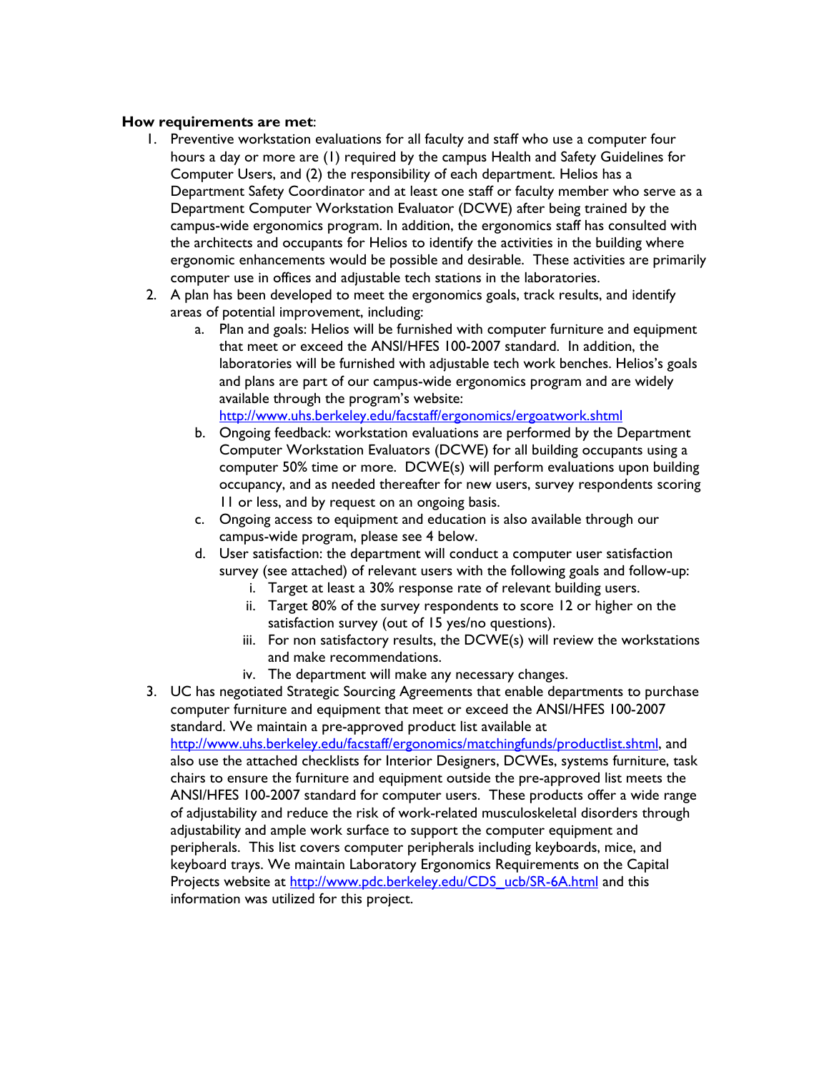**How requirements are met**:

1. Preventive workstation evaluations for all faculty and staff who use a computer four hours a day or more are (1) required by the campus Health and Safety Guidelines for Computer Users, and (2) the responsibility of each department. Helios has a Department Safety Coordinator and at least one staff or faculty member who serve as a Department Computer Workstation Evaluator (DCWE) after being trained by the campus-wide ergonomics program. In addition, the ergonomics staff has consulted with the architects and occupants for Helios to identify the activities in the building where ergonomic enhancements would be possible and desirable. These activities are primarily computer use in offices and adjustable tech stations in the laboratories.
2. A plan has been developed to meet the ergonomics goals, track results, and identify areas of potential improvement, including:
    a. Plan and goals: Helios will be furnished with computer furniture and equipment that meet or exceed the ANSI/HFES 100-2007 standard. In addition, the laboratories will be furnished with adjustable tech work benches. Helios's goals and plans are part of our campus-wide ergonomics program and are widely available through the program's website: http://www.uhs.berkeley.edu/facstaff/ergonomics/ergoatwork.shtml
    b. Ongoing feedback: workstation evaluations are performed by the Department Computer Workstation Evaluators (DCWE) for all building occupants using a computer 50% time or more. DCWE(s) will perform evaluations upon building occupancy, and as needed thereafter for new users, survey respondents scoring 11 or less, and by request on an ongoing basis.
    c. Ongoing access to equipment and education is also available through our campus-wide program, please see 4 below.
    d. User satisfaction: the department will conduct a computer user satisfaction survey (see attached) of relevant users with the following goals and follow-up:
        i. Target at least a 30% response rate of relevant building users.
        ii. Target 80% of the survey respondents to score 12 or higher on the satisfaction survey (out of 15 yes/no questions).
        iii. For non satisfactory results, the DCWE(s) will review the workstations and make recommendations.
        iv. The department will make any necessary changes.
3. UC has negotiated Strategic Sourcing Agreements that enable departments to purchase computer furniture and equipment that meet or exceed the ANSI/HFES 100-2007 standard. We maintain a pre-approved product list available at http://www.uhs.berkeley.edu/facstaff/ergonomics/matchingfunds/productlist.shtml, and also use the attached checklists for Interior Designers, DCWEs, systems furniture, task chairs to ensure the furniture and equipment outside the pre-approved list meets the ANSI/HFES 100-2007 standard for computer users. These products offer a wide range of adjustability and reduce the risk of work-related musculoskeletal disorders through adjustability and ample work surface to support the computer equipment and peripherals. This list covers computer peripherals including keyboards, mice, and keyboard trays. We maintain Laboratory Ergonomics Requirements on the Capital Projects website at http://www.pdc.berkeley.edu/CDS_ucb/SR-6A.html and this information was utilized for this project.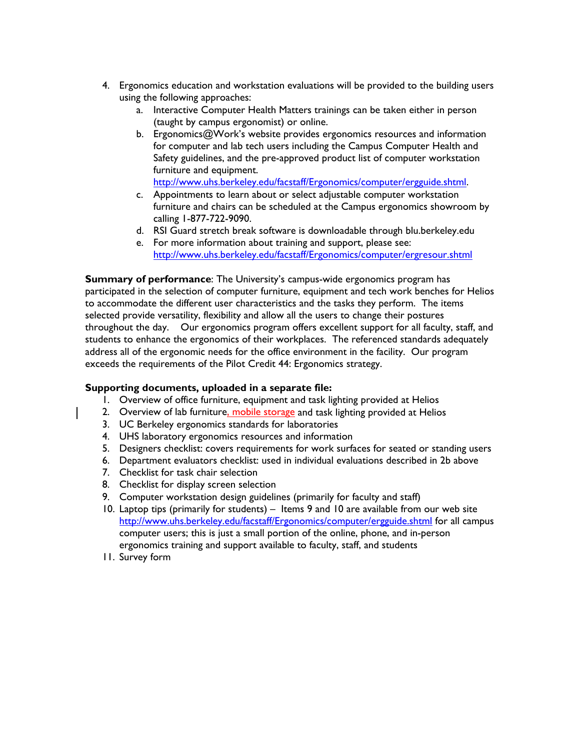4. Ergonomics education and workstation evaluations will be provided to the building users using the following approaches:
    a. Interactive Computer Health Matters trainings can be taken either in person (taught by campus ergonomist) or online.
    b. Ergonomics@Work's website provides ergonomics resources and information for computer and lab tech users including the Campus Computer Health and Safety guidelines, and the pre-approved product list of computer workstation furniture and equipment. http://www.uhs.berkeley.edu/facstaff/Ergonomics/computer/ergguide.shtml.
    c. Appointments to learn about or select adjustable computer workstation furniture and chairs can be scheduled at the Campus ergonomics showroom by calling 1-877-722-9090.
    d. RSI Guard stretch break software is downloadable through blu.berkeley.edu
    e. For more information about training and support, please see: http://www.uhs.berkeley.edu/facstaff/Ergonomics/computer/ergresour.shtml

**Summary of performance**: The University's campus-wide ergonomics program has participated in the selection of computer furniture, equipment and tech work benches for Helios to accommodate the different user characteristics and the tasks they perform. The items selected provide versatility, flexibility and allow all the users to change their postures throughout the day. Our ergonomics program offers excellent support for all faculty, staff, and students to enhance the ergonomics of their workplaces. The referenced standards adequately address all of the ergonomic needs for the office environment in the facility. Our program exceeds the requirements of the Pilot Credit 44: Ergonomics strategy.

**Supporting documents, uploaded in a separate file:**

1. Overview of office furniture, equipment and task lighting provided at Helios
2. Overview of lab furniture, mobile storage and task lighting provided at Helios
3. UC Berkeley ergonomics standards for laboratories
4. UHS laboratory ergonomics resources and information
5. Designers checklist: covers requirements for work surfaces for seated or standing users
6. Department evaluators checklist: used in individual evaluations described in 2b above
7. Checklist for task chair selection
8. Checklist for display screen selection
9. Computer workstation design guidelines (primarily for faculty and staff)
10. Laptop tips (primarily for students) – Items 9 and 10 are available from our web site http://www.uhs.berkeley.edu/facstaff/Ergonomics/computer/ergguide.shtml for all campus computer users; this is just a small portion of the online, phone, and in-person ergonomics training and support available to faculty, staff, and students
11. Survey form